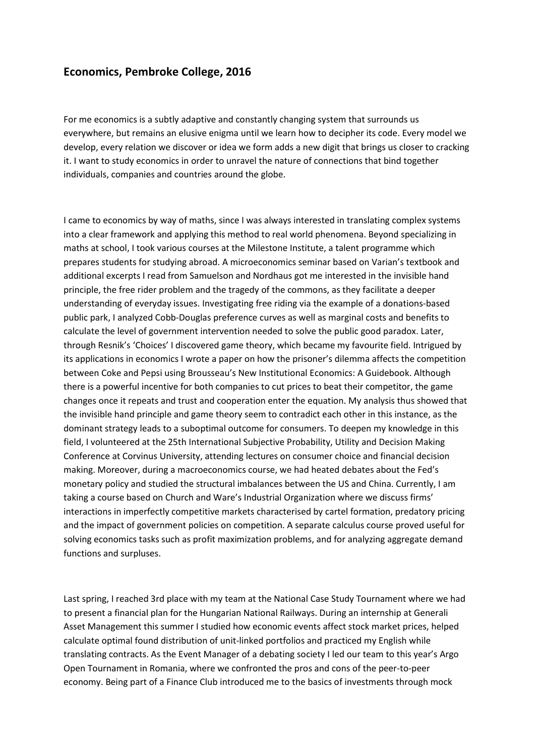## Economics, Pembroke College, 2016

For me economics is a subtly adaptive and constantly changing system that surrounds us everywhere, but remains an elusive enigma until we learn how to decipher its code. Every model we develop, every relation we discover or idea we form adds a new digit that brings us closer to cracking it. I want to study economics in order to unravel the nature of connections that bind together individuals, companies and countries around the globe.

I came to economics by way of maths, since I was always interested in translating complex systems into a clear framework and applying this method to real world phenomena. Beyond specializing in maths at school, I took various courses at the Milestone Institute, a talent programme which prepares students for studying abroad. A microeconomics seminar based on Varian's textbook and additional excerpts I read from Samuelson and Nordhaus got me interested in the invisible hand principle, the free rider problem and the tragedy of the commons, as they facilitate a deeper understanding of everyday issues. Investigating free riding via the example of a donations-based public park, I analyzed Cobb-Douglas preference curves as well as marginal costs and benefits to calculate the level of government intervention needed to solve the public good paradox. Later, through Resnik's 'Choices' I discovered game theory, which became my favourite field. Intrigued by its applications in economics I wrote a paper on how the prisoner's dilemma affects the competition between Coke and Pepsi using Brousseau's New Institutional Economics: A Guidebook. Although there is a powerful incentive for both companies to cut prices to beat their competitor, the game changes once it repeats and trust and cooperation enter the equation. My analysis thus showed that the invisible hand principle and game theory seem to contradict each other in this instance, as the dominant strategy leads to a suboptimal outcome for consumers. To deepen my knowledge in this field, I volunteered at the 25th International Subjective Probability, Utility and Decision Making Conference at Corvinus University, attending lectures on consumer choice and financial decision making. Moreover, during a macroeconomics course, we had heated debates about the Fed's monetary policy and studied the structural imbalances between the US and China. Currently, I am taking a course based on Church and Ware's Industrial Organization where we discuss firms' interactions in imperfectly competitive markets characterised by cartel formation, predatory pricing and the impact of government policies on competition. A separate calculus course proved useful for solving economics tasks such as profit maximization problems, and for analyzing aggregate demand functions and surpluses.

Last spring, I reached 3rd place with my team at the National Case Study Tournament where we had to present a financial plan for the Hungarian National Railways. During an internship at Generali Asset Management this summer I studied how economic events affect stock market prices, helped calculate optimal found distribution of unit-linked portfolios and practiced my English while translating contracts. As the Event Manager of a debating society I led our team to this year's Argo Open Tournament in Romania, where we confronted the pros and cons of the peer-to-peer economy. Being part of a Finance Club introduced me to the basics of investments through mock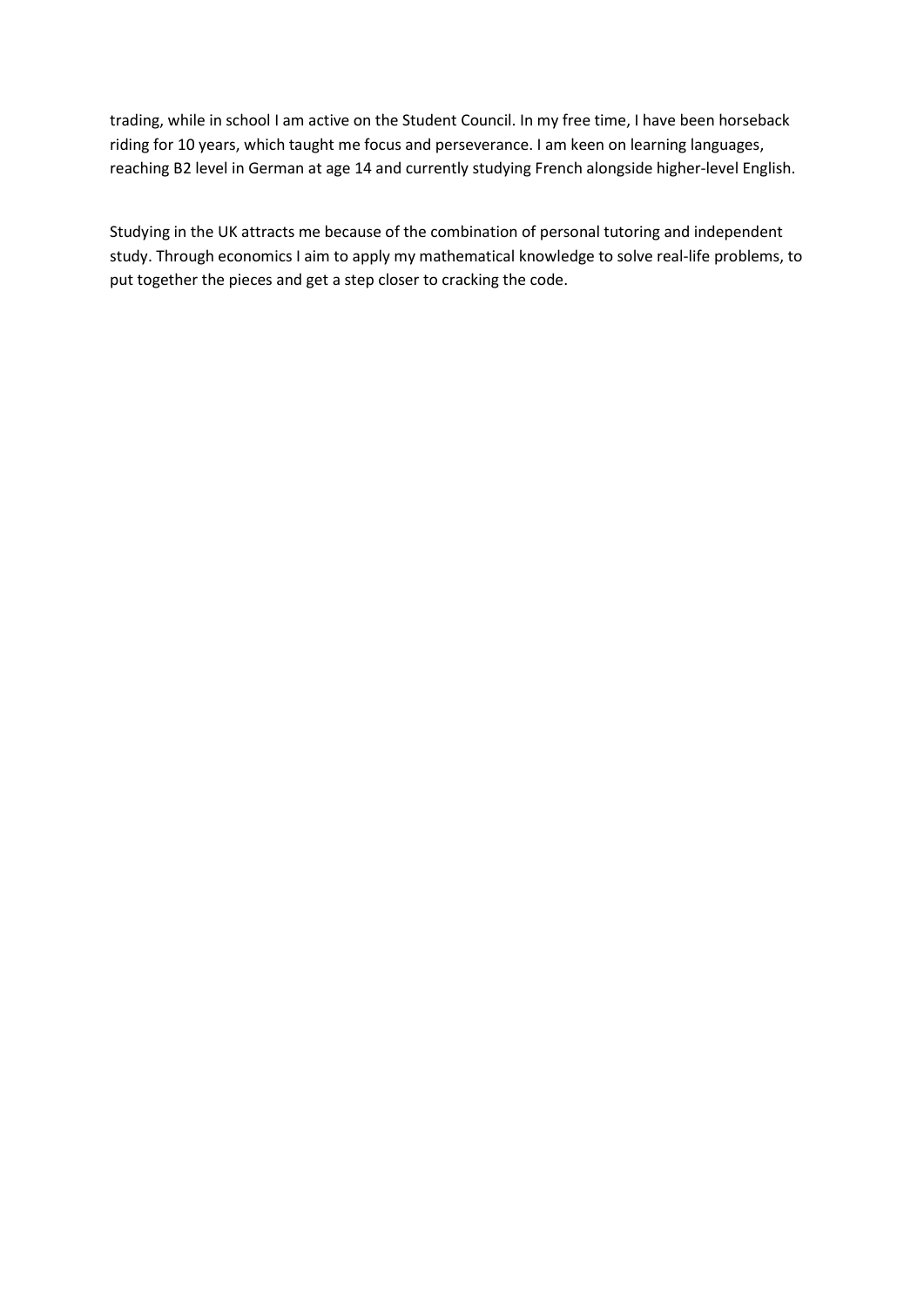trading, while in school I am active on the Student Council. In my free time, I have been horseback riding for 10 years, which taught me focus and perseverance. I am keen on learning languages, reaching B2 level in German at age 14 and currently studying French alongside higher-level English.

Studying in the UK attracts me because of the combination of personal tutoring and independent study. Through economics I aim to apply my mathematical knowledge to solve real-life problems, to put together the pieces and get a step closer to cracking the code.